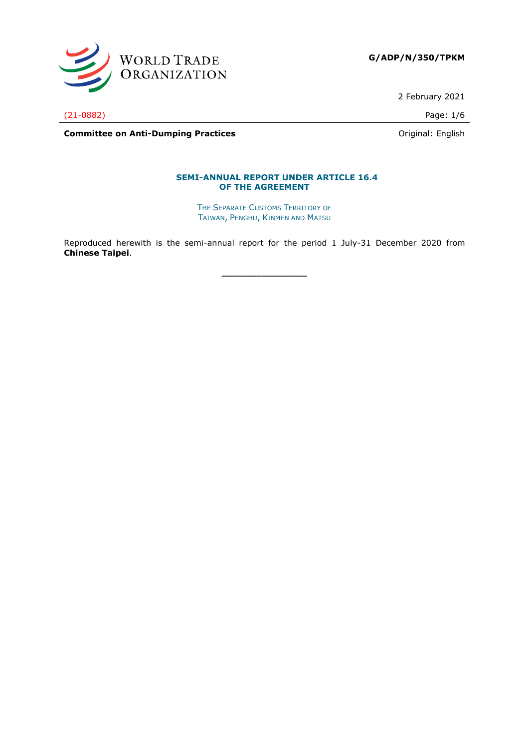**G/ADP/N/350/TPKM**

2 February 2021

(21-0882)

**Committee on Anti-Dumping Practices**

Original: English

## SEMI-ANNUAL REPORT UNDER ARTICLE 16.4 OF THE AGREEMENT

THE SEPARATE CUSTOMS TERRITORY OF TAIWAN, PENGHU, KINMEN AND MATSU

Reproduced herewith is the semi-annual report for the period 1 July-31 December 2020 from **Chinese Taipei**.

\_\_\_\_\_\_\_\_\_\_\_\_\_\_\_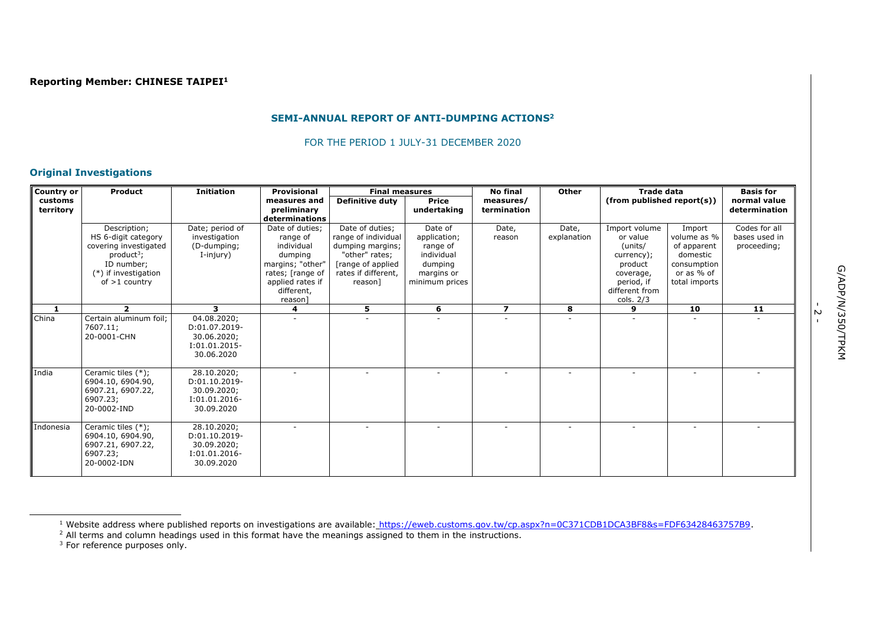**Reporting Member: CHINESE TAIPEI**[1]

## SEMI-ANNUAL REPORT OF ANTI-DUMPING ACTIONS[2]

FOR THE PERIOD 1 JULY-31 DECEMBER 2020

### Original Investigations

| Country or customs territory | Product | Initiation | Provisional measures and preliminary determinations | Final measures | | No final measures/ termination | Other | Trade data (from published report(s)) | | Basis for normal value determination |
|---|---|---|---|---|---|---|---|---|---|---|
| | | | | Definitive duty | Price undertaking | | | | | |
| | Description; HS 6-digit category covering investigated product[3]; ID number; (*) if investigation of >1 country | Date; period of investigation (D-dumping; I-injury) | Date of duties; range of individual dumping margins; "other" rates; [range of applied rates if different, reason] | Date of duties; range of individual dumping margins; "other" rates; [range of applied rates if different, reason] | Date of application; range of individual dumping margins or minimum prices | Date, reason | Date, explanation | Import volume or value (units/ currency); product coverage, period, if different from cols. 2/3 | Import volume as % of apparent domestic consumption or as % of total imports | Codes for all bases used in proceeding; |
| 1 | 2 | 3 | 4 | 5 | 6 | 7 | 8 | 9 | 10 | 11 |
| China | Certain aluminum foil; 7607.11; 20-0001-CHN | 04.08.2020; D:01.07.2019-30.06.2020; I:01.01.2015-30.06.2020 | - | - | - | - | - | - | - | - |
| India | Ceramic tiles (*); 6904.10, 6904.90, 6907.21, 6907.22, 6907.23; 20-0002-IND | 28.10.2020; D:01.10.2019-30.09.2020; I:01.01.2016-30.09.2020 | - | - | - | - | - | - | - | - |
| Indonesia | Ceramic tiles (*); 6904.10, 6904.90, 6907.21, 6907.22, 6907.23; 20-0002-IDN | 28.10.2020; D:01.10.2019-30.09.2020; I:01.01.2016-30.09.2020 | - | - | - | - | - | - | - | - |

[1] Website address where published reports on investigations are available: https://eweb.customs.gov.tw/cp.aspx?n=0C371CDB1DCA3BF8&s=FDF63428463757B9.

[2] All terms and column headings used in this format have the meanings assigned to them in the instructions.

[3] For reference purposes only.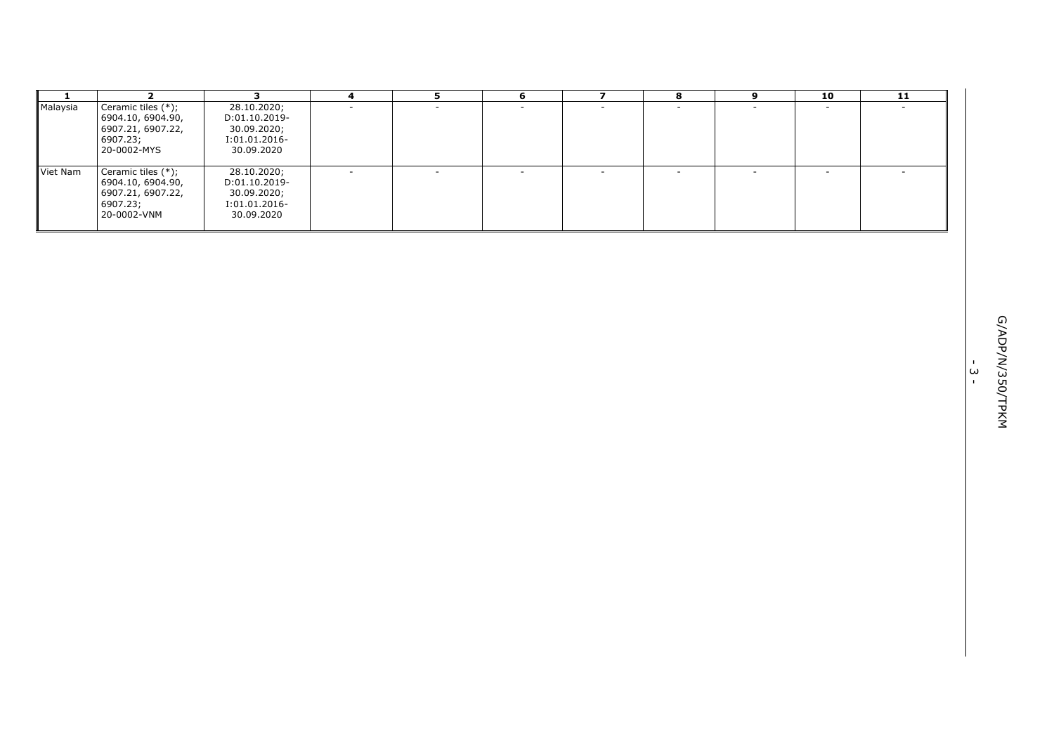| 1 | 2 | 3 | 4 | 5 | 6 | 7 | 8 | 9 | 10 | 11 |
|---|---|---|---|---|---|---|---|---|---|---|
| Malaysia | Ceramic tiles (*); 6904.10, 6904.90, 6907.21, 6907.22, 6907.23; 20-0002-MYS | 28.10.2020; D:01.10.2019-30.09.2020; I:01.01.2016-30.09.2020 | - | - | - | - | - | - | - | - |
| Viet Nam | Ceramic tiles (*); 6904.10, 6904.90, 6907.21, 6907.22, 6907.23; 20-0002-VNM | 28.10.2020; D:01.10.2019-30.09.2020; I:01.01.2016-30.09.2020 | - | - | - | - | - | - | - | - |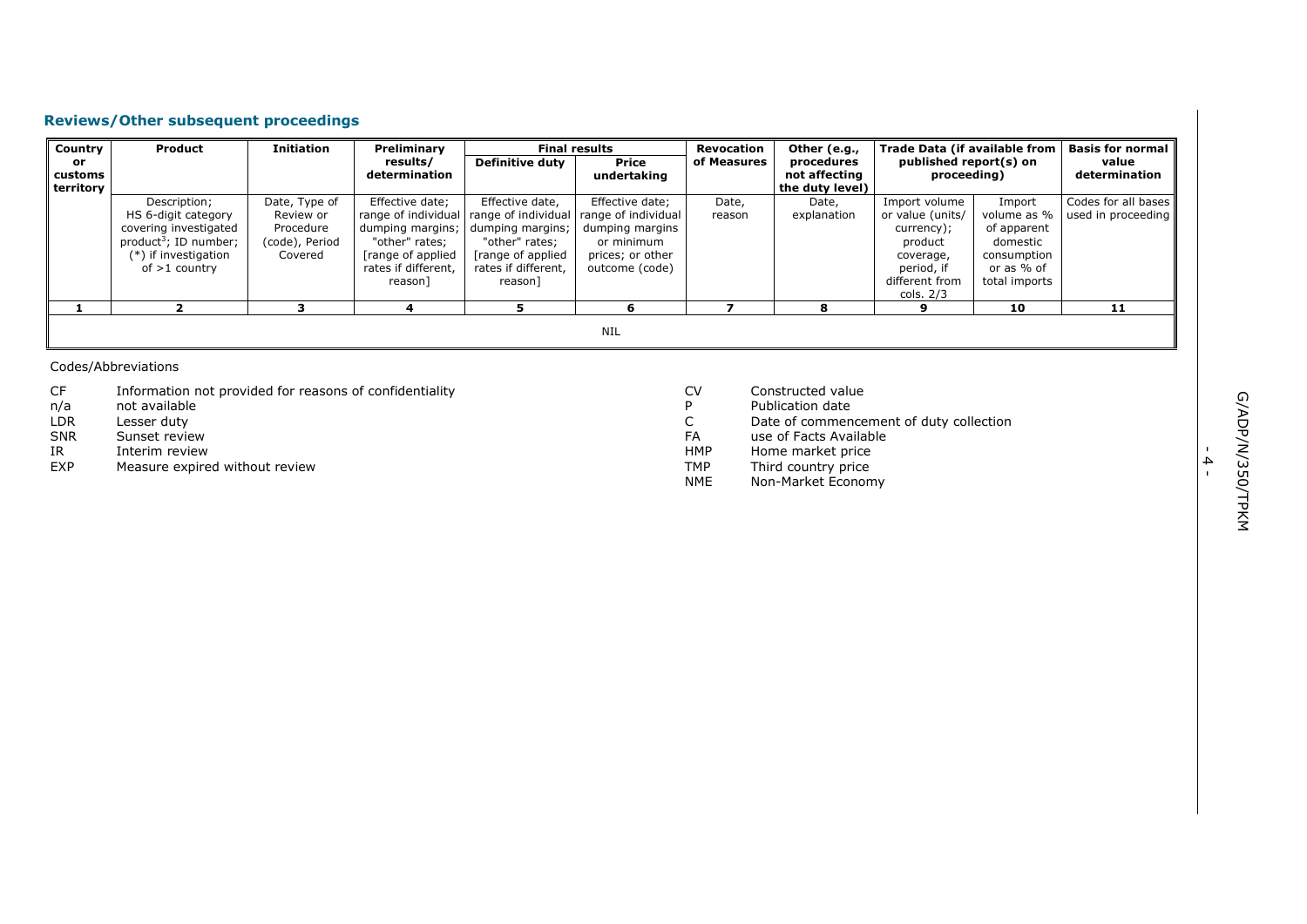### Reviews/Other subsequent proceedings

| Country or customs territory | Product | Initiation | Preliminary results/ determination | Final results | | Revocation of Measures | Other (e.g., procedures not affecting the duty level) | Trade Data (if available from published report(s) on proceeding) | | Basis for normal value determination |
|---|---|---|---|---|---|---|---|---|---|---|
| | | | | Definitive duty | Price undertaking | | | | | |
| | Description; HS 6-digit category covering investigated product[3]; ID number; (*) if investigation of >1 country | Date, Type of Review or Procedure (code), Period Covered | Effective date; range of individual dumping margins; "other" rates; [range of applied rates if different, reason] | Effective date, range of individual dumping margins; "other" rates; [range of applied rates if different, reason] | Effective date; range of individual dumping margins or minimum prices; or other outcome (code) | Date, reason | Date, explanation | Import volume or value (units/ currency); product coverage, period, if different from cols. 2/3 | Import volume as % of apparent domestic consumption or as % of total imports | Codes for all bases used in proceeding |
| 1 | 2 | 3 | 4 | 5 | 6 | 7 | 8 | 9 | 10 | 11 |
| | | | | | NIL | | | | | |

Codes/Abbreviations

CF Information not provided for reasons of confidentiality
n/a not available
LDR Lesser duty
SNR Sunset review
IR Interim review
EXP Measure expired without review
CV Constructed value
P Publication date
C Date of commencement of duty collection
FA use of Facts Available
HMP Home market price
TMP Third country price
NME Non-Market Economy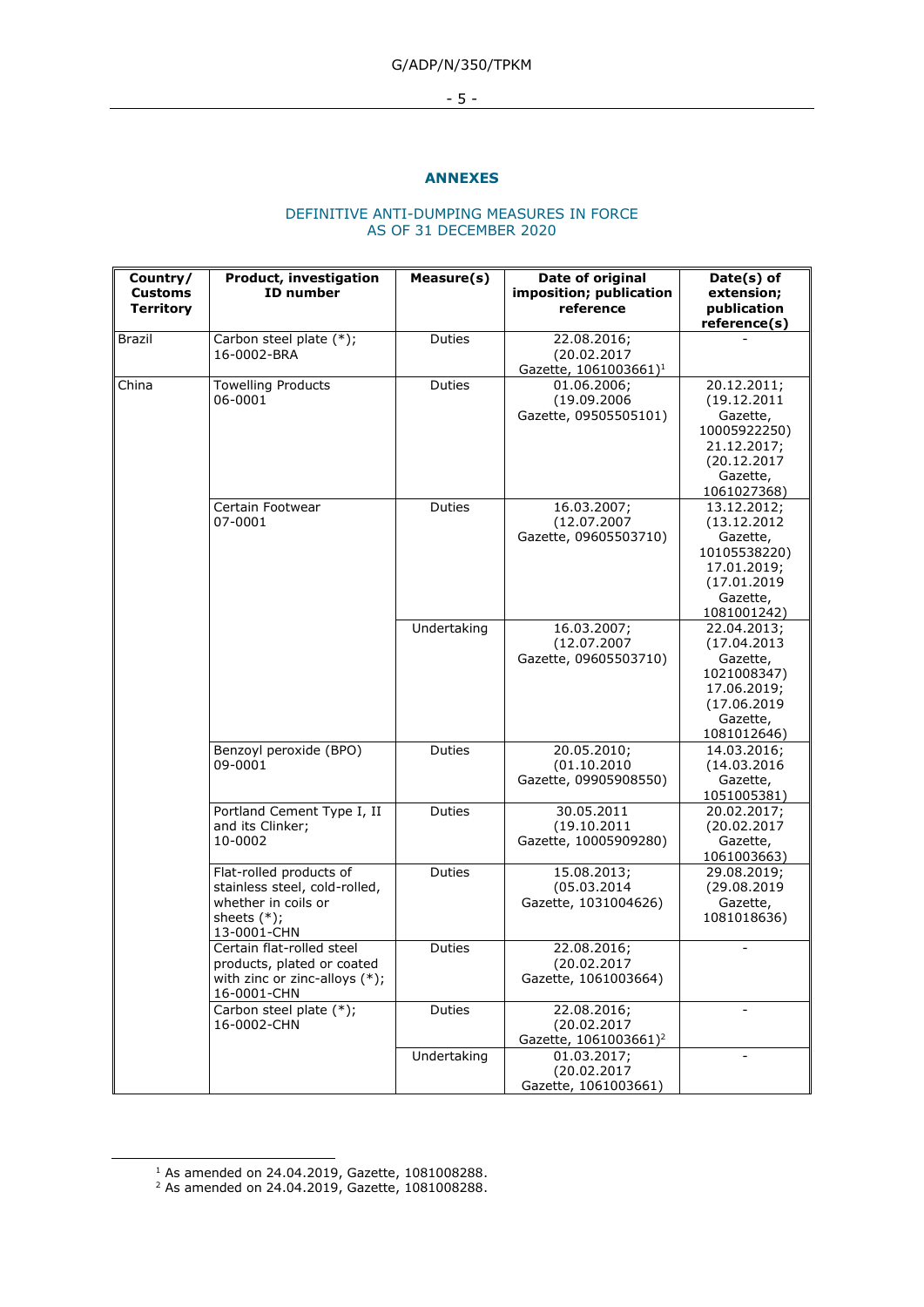## ANNEXES

DEFINITIVE ANTI-DUMPING MEASURES IN FORCE
AS OF 31 DECEMBER 2020

| Country/ Customs Territory | Product, investigation ID number | Measure(s) | Date of original imposition; publication reference | Date(s) of extension; publication reference(s) |
|---|---|---|---|---|
| Brazil | Carbon steel plate (*); 16-0002-BRA | Duties | 22.08.2016; (20.02.2017 Gazette, 1061003661)[1] | - |
| China | Towelling Products 06-0001 | Duties | 01.06.2006; (19.09.2006 Gazette, 09505505101) | 20.12.2011; (19.12.2011 Gazette, 10005922250) 21.12.2017; (20.12.2017 Gazette, 1061027368) |
| | Certain Footwear 07-0001 | Duties | 16.03.2007; (12.07.2007 Gazette, 09605503710) | 13.12.2012; (13.12.2012 Gazette, 10105538220) 17.01.2019; (17.01.2019 Gazette, 1081001242) |
| | | Undertaking | 16.03.2007; (12.07.2007 Gazette, 09605503710) | 22.04.2013; (17.04.2013 Gazette, 1021008347) 17.06.2019; (17.06.2019 Gazette, 1081012646) |
| | Benzoyl peroxide (BPO) 09-0001 | Duties | 20.05.2010; (01.10.2010 Gazette, 09905908550) | 14.03.2016; (14.03.2016 Gazette, 1051005381) |
| | Portland Cement Type I, II and its Clinker; 10-0002 | Duties | 30.05.2011 (19.10.2011 Gazette, 10005909280) | 20.02.2017; (20.02.2017 Gazette, 1061003663) |
| | Flat-rolled products of stainless steel, cold-rolled, whether in coils or sheets (*); 13-0001-CHN | Duties | 15.08.2013; (05.03.2014 Gazette, 1031004626) | 29.08.2019; (29.08.2019 Gazette, 1081018636) |
| | Certain flat-rolled steel products, plated or coated with zinc or zinc-alloys (*); 16-0001-CHN | Duties | 22.08.2016; (20.02.2017 Gazette, 1061003664) | - |
| | Carbon steel plate (*); 16-0002-CHN | Duties | 22.08.2016; (20.02.2017 Gazette, 1061003661)[2] | - |
| | | Undertaking | 01.03.2017; (20.02.2017 Gazette, 1061003661) | - |

[1] As amended on 24.04.2019, Gazette, 1081008288.
[2] As amended on 24.04.2019, Gazette, 1081008288.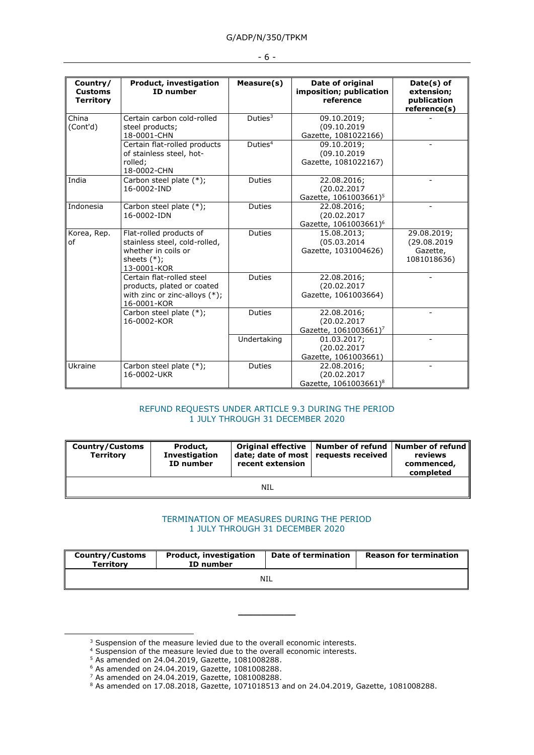| Country/ Customs Territory | Product, investigation ID number | Measure(s) | Date of original imposition; publication reference | Date(s) of extension; publication reference(s) |
|---|---|---|---|---|
| China (Cont'd) | Certain carbon cold-rolled steel products; 18-0001-CHN | Duties[3] | 09.10.2019; (09.10.2019 Gazette, 1081022166) | - |
| | Certain flat-rolled products of stainless steel, hot-rolled; 18-0002-CHN | Duties[4] | 09.10.2019; (09.10.2019 Gazette, 1081022167) | - |
| India | Carbon steel plate (*); 16-0002-IND | Duties | 22.08.2016; (20.02.2017 Gazette, 1061003661)[5] | - |
| Indonesia | Carbon steel plate (*); 16-0002-IDN | Duties | 22.08.2016; (20.02.2017 Gazette, 1061003661)[6] | - |
| Korea, Rep. of | Flat-rolled products of stainless steel, cold-rolled, whether in coils or sheets (*); 13-0001-KOR | Duties | 15.08.2013; (05.03.2014 Gazette, 1031004626) | 29.08.2019; (29.08.2019 Gazette, 1081018636) |
| | Certain flat-rolled steel products, plated or coated with zinc or zinc-alloys (*); 16-0001-KOR | Duties | 22.08.2016; (20.02.2017 Gazette, 1061003664) | - |
| | Carbon steel plate (*); 16-0002-KOR | Duties | 22.08.2016; (20.02.2017 Gazette, 1061003661)[7] | - |
| | | Undertaking | 01.03.2017; (20.02.2017 Gazette, 1061003661) | - |
| Ukraine | Carbon steel plate (*); 16-0002-UKR | Duties | 22.08.2016; (20.02.2017 Gazette, 1061003661)[8] | - |

## REFUND REQUESTS UNDER ARTICLE 9.3 DURING THE PERIOD 1 JULY THROUGH 31 DECEMBER 2020

| Country/Customs Territory | Product, Investigation ID number | Original effective date; date of most recent extension | Number of refund requests received | Number of refund reviews commenced, completed |
|---|---|---|---|---|
| NIL | | | | |

## TERMINATION OF MEASURES DURING THE PERIOD 1 JULY THROUGH 31 DECEMBER 2020

| Country/Customs Territory | Product, investigation ID number | Date of termination | Reason for termination |
|---|---|---|---|
| NIL | | | |

---

[3] Suspension of the measure levied due to the overall economic interests.
[4] Suspension of the measure levied due to the overall economic interests.
[5] As amended on 24.04.2019, Gazette, 1081008288.
[6] As amended on 24.04.2019, Gazette, 1081008288.
[7] As amended on 24.04.2019, Gazette, 1081008288.
[8] As amended on 17.08.2018, Gazette, 1071018513 and on 24.04.2019, Gazette, 1081008288.